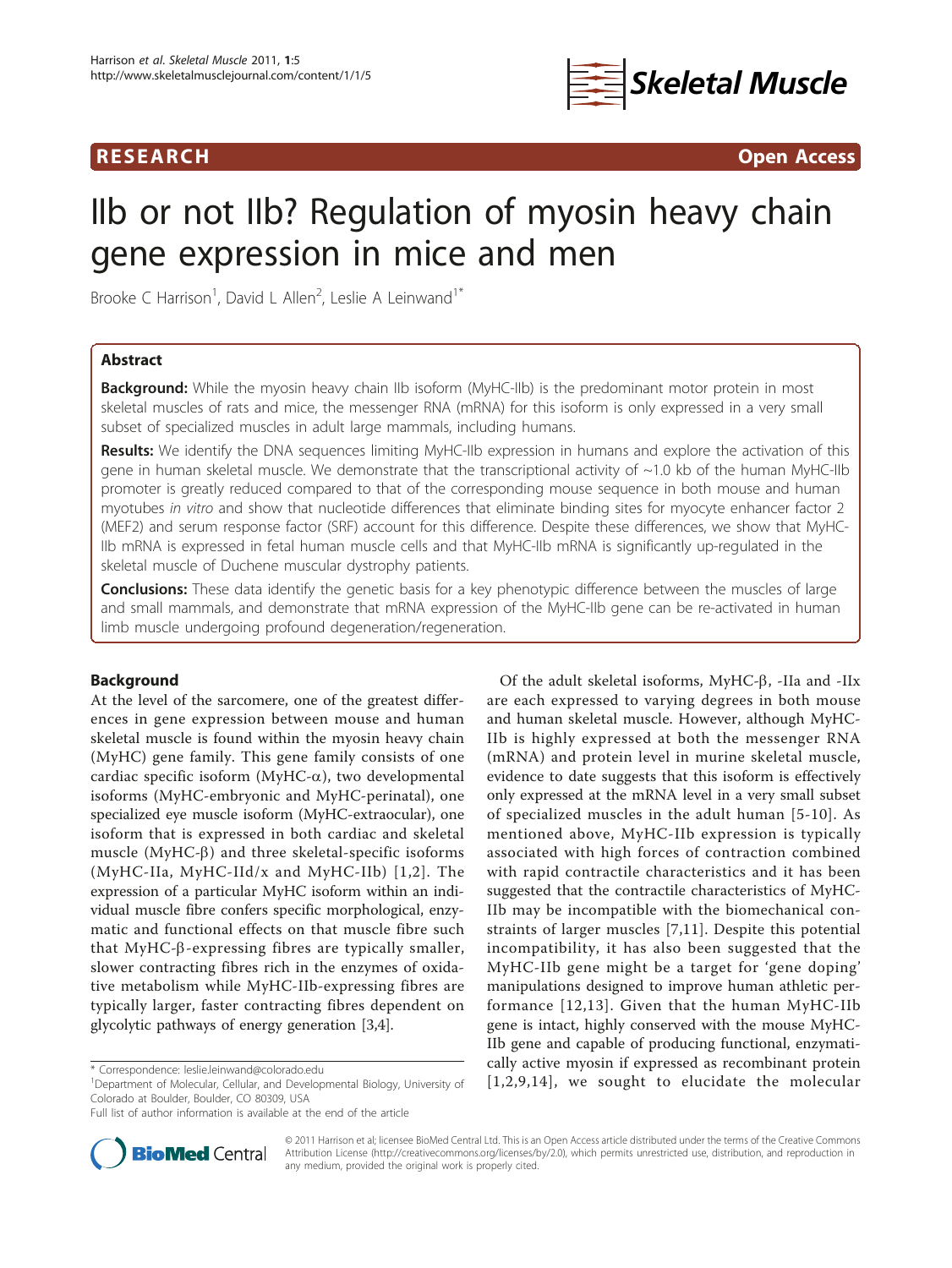# IIb or not IIb? Regulation of myosin heavy chain gene expression in mice and men

Brooke C Harrison[1], David L Allen[2], Leslie A Leinwand[1*]

## Abstract

**Background:** While the myosin heavy chain IIb isoform (MyHC-IIb) is the predominant motor protein in most skeletal muscles of rats and mice, the messenger RNA (mRNA) for this isoform is only expressed in a very small subset of specialized muscles in adult large mammals, including humans.

**Results:** We identify the DNA sequences limiting MyHC-IIb expression in humans and explore the activation of this gene in human skeletal muscle. We demonstrate that the transcriptional activity of ~1.0 kb of the human MyHC-IIb promoter is greatly reduced compared to that of the corresponding mouse sequence in both mouse and human myotubes *in vitro* and show that nucleotide differences that eliminate binding sites for myocyte enhancer factor 2 (MEF2) and serum response factor (SRF) account for this difference. Despite these differences, we show that MyHC-IIb mRNA is expressed in fetal human muscle cells and that MyHC-IIb mRNA is significantly up-regulated in the skeletal muscle of Duchene muscular dystrophy patients.

**Conclusions:** These data identify the genetic basis for a key phenotypic difference between the muscles of large and small mammals, and demonstrate that mRNA expression of the MyHC-IIb gene can be re-activated in human limb muscle undergoing profound degeneration/regeneration.

## Background

At the level of the sarcomere, one of the greatest differences in gene expression between mouse and human skeletal muscle is found within the myosin heavy chain (MyHC) gene family. This gene family consists of one cardiac specific isoform (MyHC-α), two developmental isoforms (MyHC-embryonic and MyHC-perinatal), one specialized eye muscle isoform (MyHC-extraocular), one isoform that is expressed in both cardiac and skeletal muscle (MyHC-β) and three skeletal-specific isoforms (MyHC-IIa, MyHC-IId/x and MyHC-IIb) [1,2]. The expression of a particular MyHC isoform within an individual muscle fibre confers specific morphological, enzymatic and functional effects on that muscle fibre such that MyHC-β-expressing fibres are typically smaller, slower contracting fibres rich in the enzymes of oxidative metabolism while MyHC-IIb-expressing fibres are typically larger, faster contracting fibres dependent on glycolytic pathways of energy generation [3,4].

Of the adult skeletal isoforms, MyHC-β, -IIa and -IIx are each expressed to varying degrees in both mouse and human skeletal muscle. However, although MyHC-IIb is highly expressed at both the messenger RNA (mRNA) and protein level in murine skeletal muscle, evidence to date suggests that this isoform is effectively only expressed at the mRNA level in a very small subset of specialized muscles in the adult human [5-10]. As mentioned above, MyHC-IIb expression is typically associated with high forces of contraction combined with rapid contractile characteristics and it has been suggested that the contractile characteristics of MyHC-IIb may be incompatible with the biomechanical constraints of larger muscles [7,11]. Despite this potential incompatibility, it has also been suggested that the MyHC-IIb gene might be a target for 'gene doping' manipulations designed to improve human athletic performance [12,13]. Given that the human MyHC-IIb gene is intact, highly conserved with the mouse MyHC-IIb gene and capable of producing functional, enzymatically active myosin if expressed as recombinant protein [1,2,9,14], we sought to elucidate the molecular

\* Correspondence: leslie.leinwand@colorado.edu
[1]Department of Molecular, Cellular, and Developmental Biology, University of Colorado at Boulder, Boulder, CO 80309, USA
Full list of author information is available at the end of the article

© 2011 Harrison et al; licensee BioMed Central Ltd. This is an Open Access article distributed under the terms of the Creative Commons Attribution License (http://creativecommons.org/licenses/by/2.0), which permits unrestricted use, distribution, and reproduction in any medium, provided the original work is properly cited.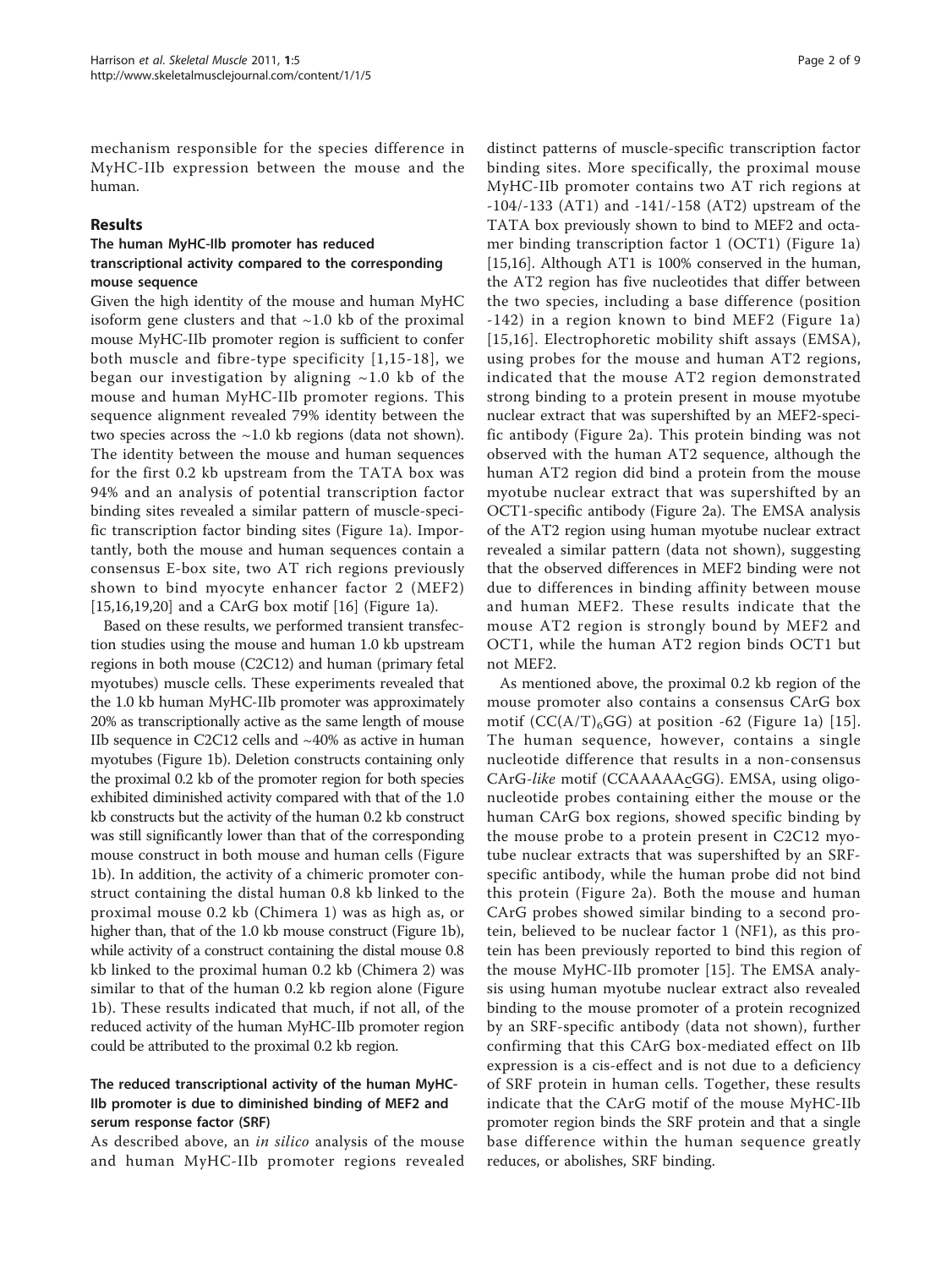mechanism responsible for the species difference in MyHC-IIb expression between the mouse and the human.

## Results

### The human MyHC-IIb promoter has reduced transcriptional activity compared to the corresponding mouse sequence

Given the high identity of the mouse and human MyHC isoform gene clusters and that ~1.0 kb of the proximal mouse MyHC-IIb promoter region is sufficient to confer both muscle and fibre-type specificity [1,15-18], we began our investigation by aligning ~1.0 kb of the mouse and human MyHC-IIb promoter regions. This sequence alignment revealed 79% identity between the two species across the ~1.0 kb regions (data not shown). The identity between the mouse and human sequences for the first 0.2 kb upstream from the TATA box was 94% and an analysis of potential transcription factor binding sites revealed a similar pattern of muscle-specific transcription factor binding sites (Figure 1a). Importantly, both the mouse and human sequences contain a consensus E-box site, two AT rich regions previously shown to bind myocyte enhancer factor 2 (MEF2) [15,16,19,20] and a CArG box motif [16] (Figure 1a).

Based on these results, we performed transient transfection studies using the mouse and human 1.0 kb upstream regions in both mouse (C2C12) and human (primary fetal myotubes) muscle cells. These experiments revealed that the 1.0 kb human MyHC-IIb promoter was approximately 20% as transcriptionally active as the same length of mouse IIb sequence in C2C12 cells and ~40% as active in human myotubes (Figure 1b). Deletion constructs containing only the proximal 0.2 kb of the promoter region for both species exhibited diminished activity compared with that of the 1.0 kb constructs but the activity of the human 0.2 kb construct was still significantly lower than that of the corresponding mouse construct in both mouse and human cells (Figure 1b). In addition, the activity of a chimeric promoter construct containing the distal human 0.8 kb linked to the proximal mouse 0.2 kb (Chimera 1) was as high as, or higher than, that of the 1.0 kb mouse construct (Figure 1b), while activity of a construct containing the distal mouse 0.8 kb linked to the proximal human 0.2 kb (Chimera 2) was similar to that of the human 0.2 kb region alone (Figure 1b). These results indicated that much, if not all, of the reduced activity of the human MyHC-IIb promoter region could be attributed to the proximal 0.2 kb region.

### The reduced transcriptional activity of the human MyHC-IIb promoter is due to diminished binding of MEF2 and serum response factor (SRF)

As described above, an *in silico* analysis of the mouse and human MyHC-IIb promoter regions revealed distinct patterns of muscle-specific transcription factor binding sites. More specifically, the proximal mouse MyHC-IIb promoter contains two AT rich regions at -104/-133 (AT1) and -141/-158 (AT2) upstream of the TATA box previously shown to bind to MEF2 and octamer binding transcription factor 1 (OCT1) (Figure 1a) [15,16]. Although AT1 is 100% conserved in the human, the AT2 region has five nucleotides that differ between the two species, including a base difference (position -142) in a region known to bind MEF2 (Figure 1a) [15,16]. Electrophoretic mobility shift assays (EMSA), using probes for the mouse and human AT2 regions, indicated that the mouse AT2 region demonstrated strong binding to a protein present in mouse myotube nuclear extract that was supershifted by an MEF2-specific antibody (Figure 2a). This protein binding was not observed with the human AT2 sequence, although the human AT2 region did bind a protein from the mouse myotube nuclear extract that was supershifted by an OCT1-specific antibody (Figure 2a). The EMSA analysis of the AT2 region using human myotube nuclear extract revealed a similar pattern (data not shown), suggesting that the observed differences in MEF2 binding were not due to differences in binding affinity between mouse and human MEF2. These results indicate that the mouse AT2 region is strongly bound by MEF2 and OCT1, while the human AT2 region binds OCT1 but not MEF2.

As mentioned above, the proximal 0.2 kb region of the mouse promoter also contains a consensus CArG box motif ($CC(A/T)_6GG$) at position -62 (Figure 1a) [15]. The human sequence, however, contains a single nucleotide difference that results in a non-consensus CArG-*like* motif (CCAAAAAcGG). EMSA, using oligonucleotide probes containing either the mouse or the human CArG box regions, showed specific binding by the mouse probe to a protein present in C2C12 myotube nuclear extracts that was supershifted by an SRF-specific antibody, while the human probe did not bind this protein (Figure 2a). Both the mouse and human CArG probes showed similar binding to a second protein, believed to be nuclear factor 1 (NF1), as this protein has been previously reported to bind this region of the mouse MyHC-IIb promoter [15]. The EMSA analysis using human myotube nuclear extract also revealed binding to the mouse promoter of a protein recognized by an SRF-specific antibody (data not shown), further confirming that this CArG box-mediated effect on IIb expression is a cis-effect and is not due to a deficiency of SRF protein in human cells. Together, these results indicate that the CArG motif of the mouse MyHC-IIb promoter region binds the SRF protein and that a single base difference within the human sequence greatly reduces, or abolishes, SRF binding.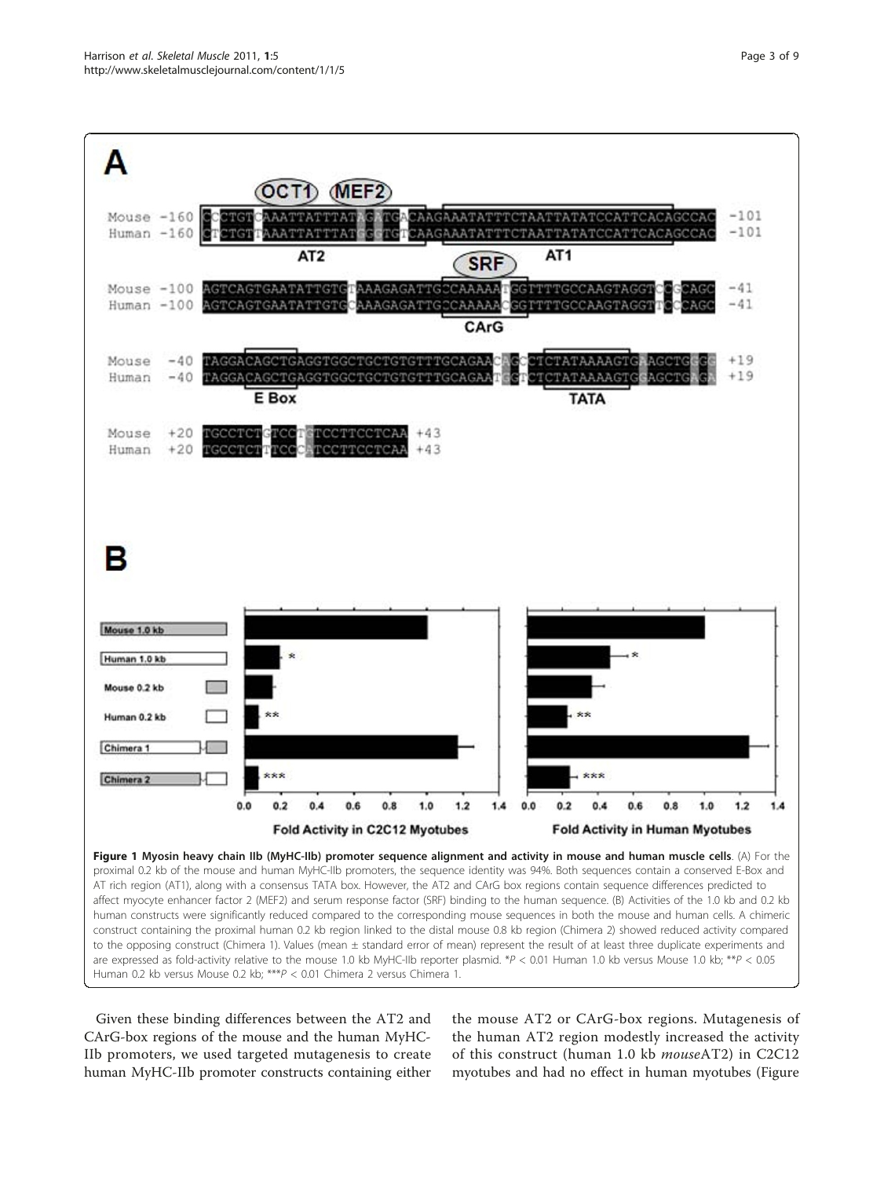**Figure 1 Myosin heavy chain IIb (MyHC-IIb) promoter sequence alignment and activity in mouse and human muscle cells**. (A) For the proximal 0.2 kb of the mouse and human MyHC-IIb promoters, the sequence identity was 94%. Both sequences contain a conserved E-Box and AT rich region (AT1), along with a consensus TATA box. However, the AT2 and CArG box regions contain sequence differences predicted to affect myocyte enhancer factor 2 (MEF2) and serum response factor (SRF) binding to the human sequence. (B) Activities of the 1.0 kb and 0.2 kb human constructs were significantly reduced compared to the corresponding mouse sequences in both the mouse and human cells. A chimeric construct containing the proximal human 0.2 kb region linked to the distal mouse 0.8 kb region (Chimera 2) showed reduced activity compared to the opposing construct (Chimera 1). Values (mean ± standard error of mean) represent the result of at least three duplicate experiments and are expressed as fold-activity relative to the mouse 1.0 kb MyHC-IIb reporter plasmid. *$P < 0.01$ Human 1.0 kb versus Mouse 1.0 kb; **$P < 0.05$ Human 0.2 kb versus Mouse 0.2 kb; ***$P < 0.01$ Chimera 2 versus Chimera 1.

Given these binding differences between the AT2 and CArG-box regions of the mouse and the human MyHC-IIb promoters, we used targeted mutagenesis to create human MyHC-IIb promoter constructs containing either the mouse AT2 or CArG-box regions. Mutagenesis of the human AT2 region modestly increased the activity of this construct (human 1.0 kb *mouse*AT2) in C2C12 myotubes and had no effect in human myotubes (Figure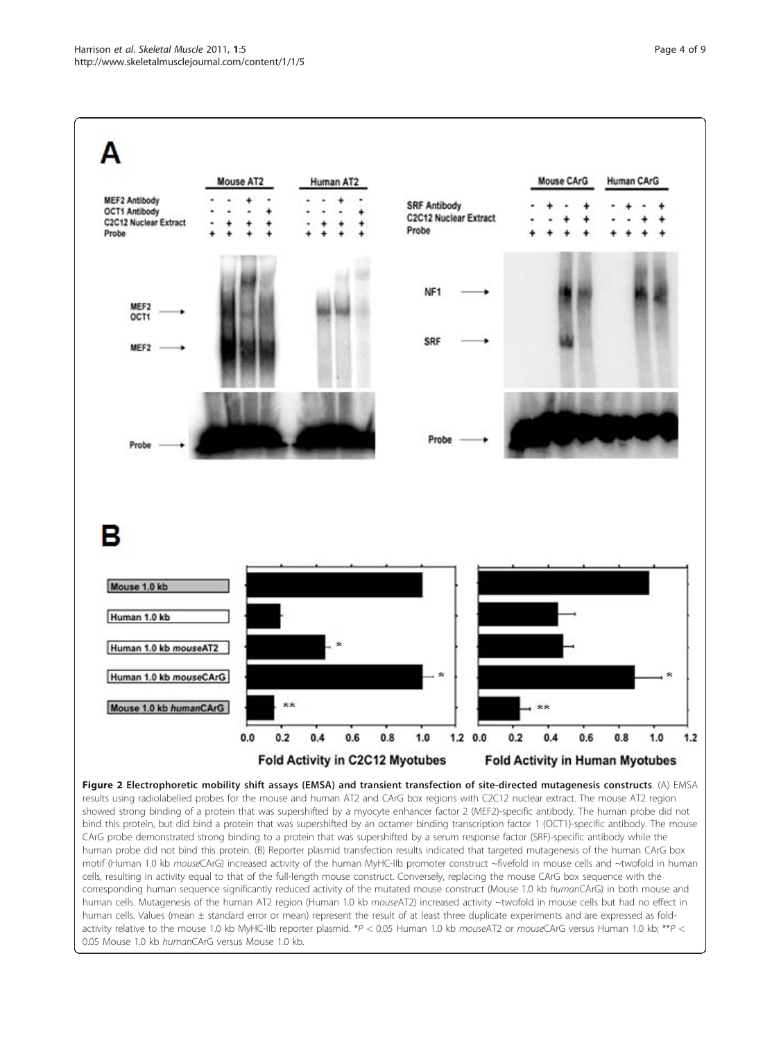**Figure 2 Electrophoretic mobility shift assays (EMSA) and transient transfection of site-directed mutagenesis constructs**. (A) EMSA results using radiolabelled probes for the mouse and human AT2 and CArG box regions with C2C12 nuclear extract. The mouse AT2 region showed strong binding of a protein that was supershifted by a myocyte enhancer factor 2 (MEF2)-specific antibody. The human probe did not bind this protein, but did bind a protein that was supershifted by an octamer binding transcription factor 1 (OCT1)-specific antibody. The mouse CArG probe demonstrated strong binding to a protein that was supershifted by a serum response factor (SRF)-specific antibody while the human probe did not bind this protein. (B) Reporter plasmid transfection results indicated that targeted mutagenesis of the human CArG box motif (Human 1.0 kb *mouse*CArG) increased activity of the human MyHC-IIb promoter construct ~fivefold in mouse cells and ~twofold in human cells, resulting in activity equal to that of the full-length mouse construct. Conversely, replacing the mouse CArG box sequence with the corresponding human sequence significantly reduced activity of the mutated mouse construct (Mouse 1.0 kb *human*CArG) in both mouse and human cells. Mutagenesis of the human AT2 region (Human 1.0 kb *mouse*AT2) increased activity ~twofold in mouse cells but had no effect in human cells. Values (mean ± standard error or mean) represent the result of at least three duplicate experiments and are expressed as fold-activity relative to the mouse 1.0 kb MyHC-IIb reporter plasmid. \*$P < 0.05$ Human 1.0 kb *mouse*AT2 or *mouse*CArG versus Human 1.0 kb; \*\*$P < 0.05$ Mouse 1.0 kb *human*CArG versus Mouse 1.0 kb.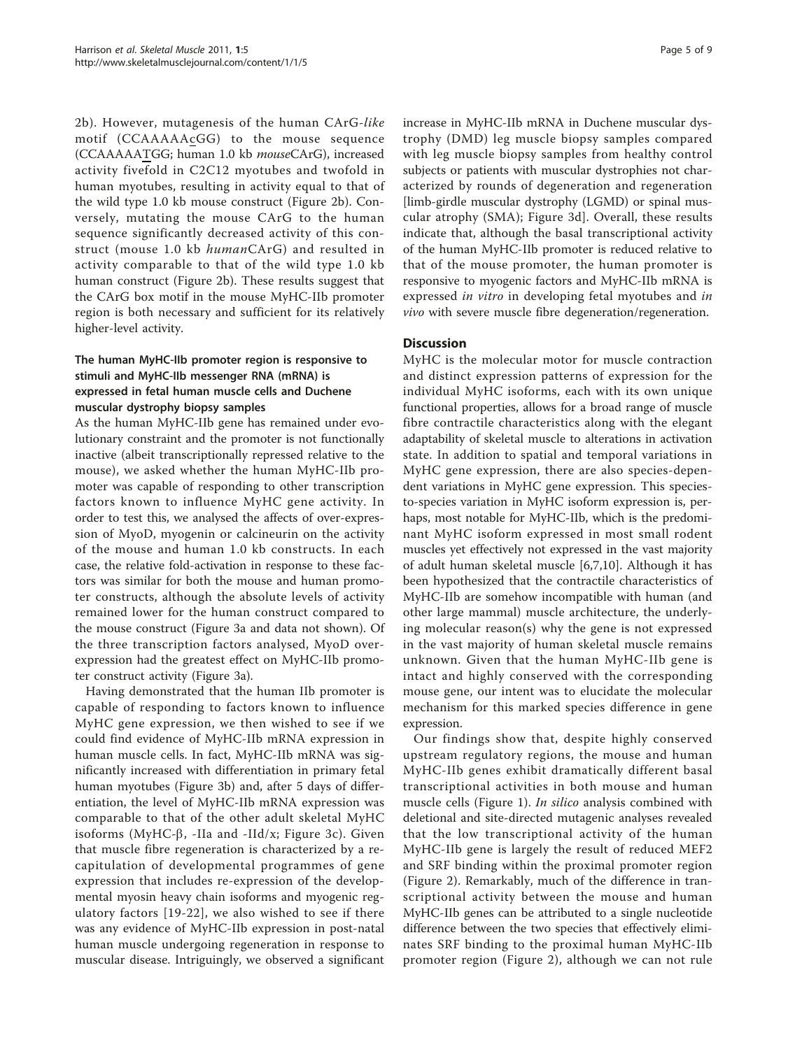2b). However, mutagenesis of the human CArG-*like* motif (CCAAAAAcGG) to the mouse sequence (CCAAAAATGG; human 1.0 kb *mouse*CArG), increased activity fivefold in C2C12 myotubes and twofold in human myotubes, resulting in activity equal to that of the wild type 1.0 kb mouse construct (Figure 2b). Conversely, mutating the mouse CArG to the human sequence significantly decreased activity of this construct (mouse 1.0 kb *human*CArG) and resulted in activity comparable to that of the wild type 1.0 kb human construct (Figure 2b). These results suggest that the CArG box motif in the mouse MyHC-IIb promoter region is both necessary and sufficient for its relatively higher-level activity.

### The human MyHC-IIb promoter region is responsive to stimuli and MyHC-IIb messenger RNA (mRNA) is expressed in fetal human muscle cells and Duchene muscular dystrophy biopsy samples

As the human MyHC-IIb gene has remained under evolutionary constraint and the promoter is not functionally inactive (albeit transcriptionally repressed relative to the mouse), we asked whether the human MyHC-IIb promoter was capable of responding to other transcription factors known to influence MyHC gene activity. In order to test this, we analysed the affects of over-expression of MyoD, myogenin or calcineurin on the activity of the mouse and human 1.0 kb constructs. In each case, the relative fold-activation in response to these factors was similar for both the mouse and human promoter constructs, although the absolute levels of activity remained lower for the human construct compared to the mouse construct (Figure 3a and data not shown). Of the three transcription factors analysed, MyoD over-expression had the greatest effect on MyHC-IIb promoter construct activity (Figure 3a).

Having demonstrated that the human IIb promoter is capable of responding to factors known to influence MyHC gene expression, we then wished to see if we could find evidence of MyHC-IIb mRNA expression in human muscle cells. In fact, MyHC-IIb mRNA was significantly increased with differentiation in primary fetal human myotubes (Figure 3b) and, after 5 days of differentiation, the level of MyHC-IIb mRNA expression was comparable to that of the other adult skeletal MyHC isoforms (MyHC-β, -IIa and -IId/x; Figure 3c). Given that muscle fibre regeneration is characterized by a recapitulation of developmental programmes of gene expression that includes re-expression of the developmental myosin heavy chain isoforms and myogenic regulatory factors [19-22], we also wished to see if there was any evidence of MyHC-IIb expression in post-natal human muscle undergoing regeneration in response to muscular disease. Intriguingly, we observed a significant increase in MyHC-IIb mRNA in Duchene muscular dystrophy (DMD) leg muscle biopsy samples compared with leg muscle biopsy samples from healthy control subjects or patients with muscular dystrophies not characterized by rounds of degeneration and regeneration [limb-girdle muscular dystrophy (LGMD) or spinal muscular atrophy (SMA); Figure 3d]. Overall, these results indicate that, although the basal transcriptional activity of the human MyHC-IIb promoter is reduced relative to that of the mouse promoter, the human promoter is responsive to myogenic factors and MyHC-IIb mRNA is expressed *in vitro* in developing fetal myotubes and *in vivo* with severe muscle fibre degeneration/regeneration.

## Discussion

MyHC is the molecular motor for muscle contraction and distinct expression patterns of expression for the individual MyHC isoforms, each with its own unique functional properties, allows for a broad range of muscle fibre contractile characteristics along with the elegant adaptability of skeletal muscle to alterations in activation state. In addition to spatial and temporal variations in MyHC gene expression, there are also species-dependent variations in MyHC gene expression. This species-to-species variation in MyHC isoform expression is, perhaps, most notable for MyHC-IIb, which is the predominant MyHC isoform expressed in most small rodent muscles yet effectively not expressed in the vast majority of adult human skeletal muscle [6,7,10]. Although it has been hypothesized that the contractile characteristics of MyHC-IIb are somehow incompatible with human (and other large mammal) muscle architecture, the underlying molecular reason(s) why the gene is not expressed in the vast majority of human skeletal muscle remains unknown. Given that the human MyHC-IIb gene is intact and highly conserved with the corresponding mouse gene, our intent was to elucidate the molecular mechanism for this marked species difference in gene expression.

Our findings show that, despite highly conserved upstream regulatory regions, the mouse and human MyHC-IIb genes exhibit dramatically different basal transcriptional activities in both mouse and human muscle cells (Figure 1). *In silico* analysis combined with deletional and site-directed mutagenic analyses revealed that the low transcriptional activity of the human MyHC-IIb gene is largely the result of reduced MEF2 and SRF binding within the proximal promoter region (Figure 2). Remarkably, much of the difference in transcriptional activity between the mouse and human MyHC-IIb genes can be attributed to a single nucleotide difference between the two species that effectively eliminates SRF binding to the proximal human MyHC-IIb promoter region (Figure 2), although we can not rule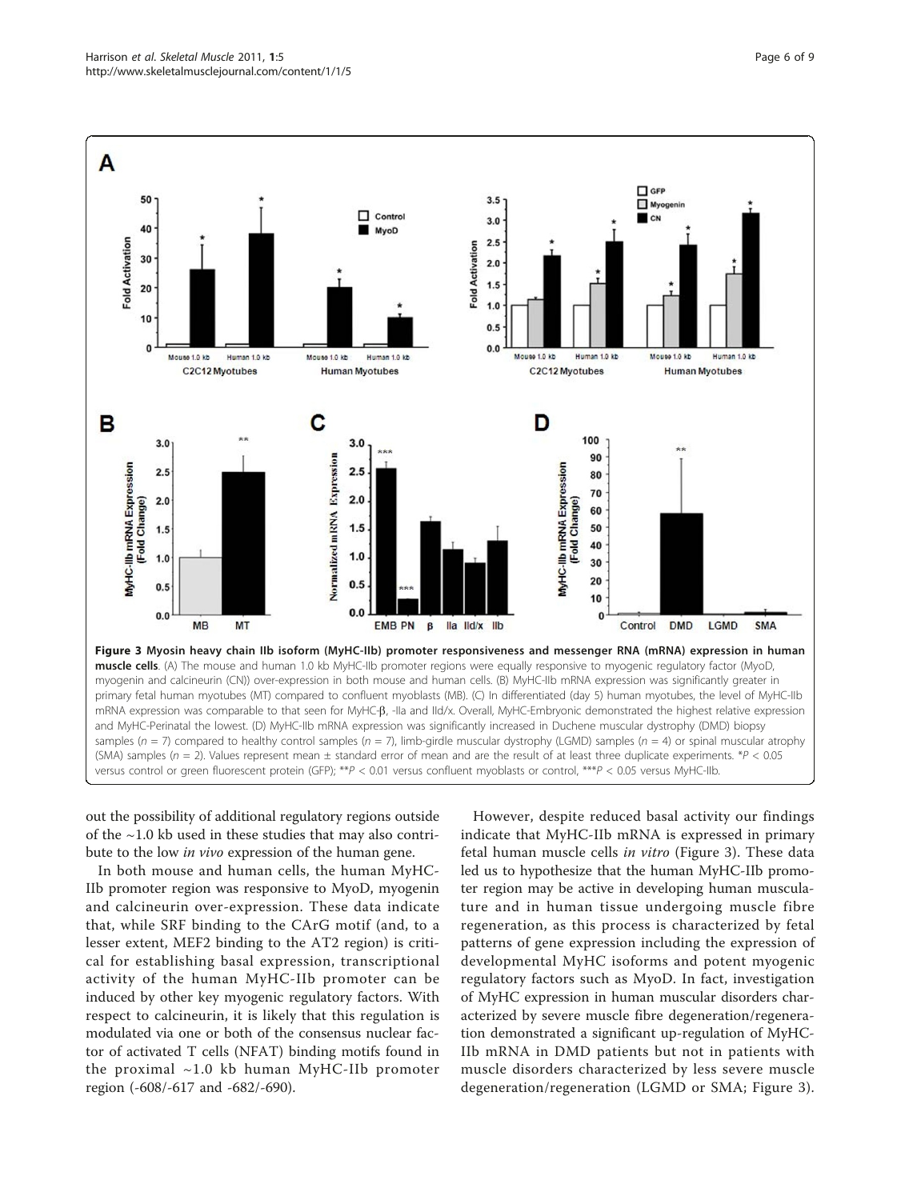**Figure 3 Myosin heavy chain IIb isoform (MyHC-IIb) promoter responsiveness and messenger RNA (mRNA) expression in human muscle cells**. (A) The mouse and human 1.0 kb MyHC-IIb promoter regions were equally responsive to myogenic regulatory factor (MyoD, myogenin and calcineurin (CN)) over-expression in both mouse and human cells. (B) MyHC-IIb mRNA expression was significantly greater in primary fetal human myotubes (MT) compared to confluent myoblasts (MB). (C) In differentiated (day 5) human myotubes, the level of MyHC-IIb mRNA expression was comparable to that seen for MyHC-β, -IIa and IId/x. Overall, MyHC-Embryonic demonstrated the highest relative expression and MyHC-Perinatal the lowest. (D) MyHC-IIb mRNA expression was significantly increased in Duchene muscular dystrophy (DMD) biopsy samples ($n = 7$) compared to healthy control samples ($n = 7$), limb-girdle muscular dystrophy (LGMD) samples ($n = 4$) or spinal muscular atrophy (SMA) samples ($n = 2$). Values represent mean ± standard error of mean and are the result of at least three duplicate experiments. *$P < 0.05$ versus control or green fluorescent protein (GFP); **$P < 0.01$ versus confluent myoblasts or control, ***$P < 0.05$ versus MyHC-IIb.

out the possibility of additional regulatory regions outside of the ~1.0 kb used in these studies that may also contribute to the low *in vivo* expression of the human gene.

In both mouse and human cells, the human MyHC-IIb promoter region was responsive to MyoD, myogenin and calcineurin over-expression. These data indicate that, while SRF binding to the CArG motif (and, to a lesser extent, MEF2 binding to the AT2 region) is critical for establishing basal expression, transcriptional activity of the human MyHC-IIb promoter can be induced by other key myogenic regulatory factors. With respect to calcineurin, it is likely that this regulation is modulated via one or both of the consensus nuclear factor of activated T cells (NFAT) binding motifs found in the proximal ~1.0 kb human MyHC-IIb promoter region (-608/-617 and -682/-690).

However, despite reduced basal activity our findings indicate that MyHC-IIb mRNA is expressed in primary fetal human muscle cells *in vitro* (Figure 3). These data led us to hypothesize that the human MyHC-IIb promoter region may be active in developing human musculature and in human tissue undergoing muscle fibre regeneration, as this process is characterized by fetal patterns of gene expression including the expression of developmental MyHC isoforms and potent myogenic regulatory factors such as MyoD. In fact, investigation of MyHC expression in human muscular disorders characterized by severe muscle fibre degeneration/regeneration demonstrated a significant up-regulation of MyHC-IIb mRNA in DMD patients but not in patients with muscle disorders characterized by less severe muscle degeneration/regeneration (LGMD or SMA; Figure 3).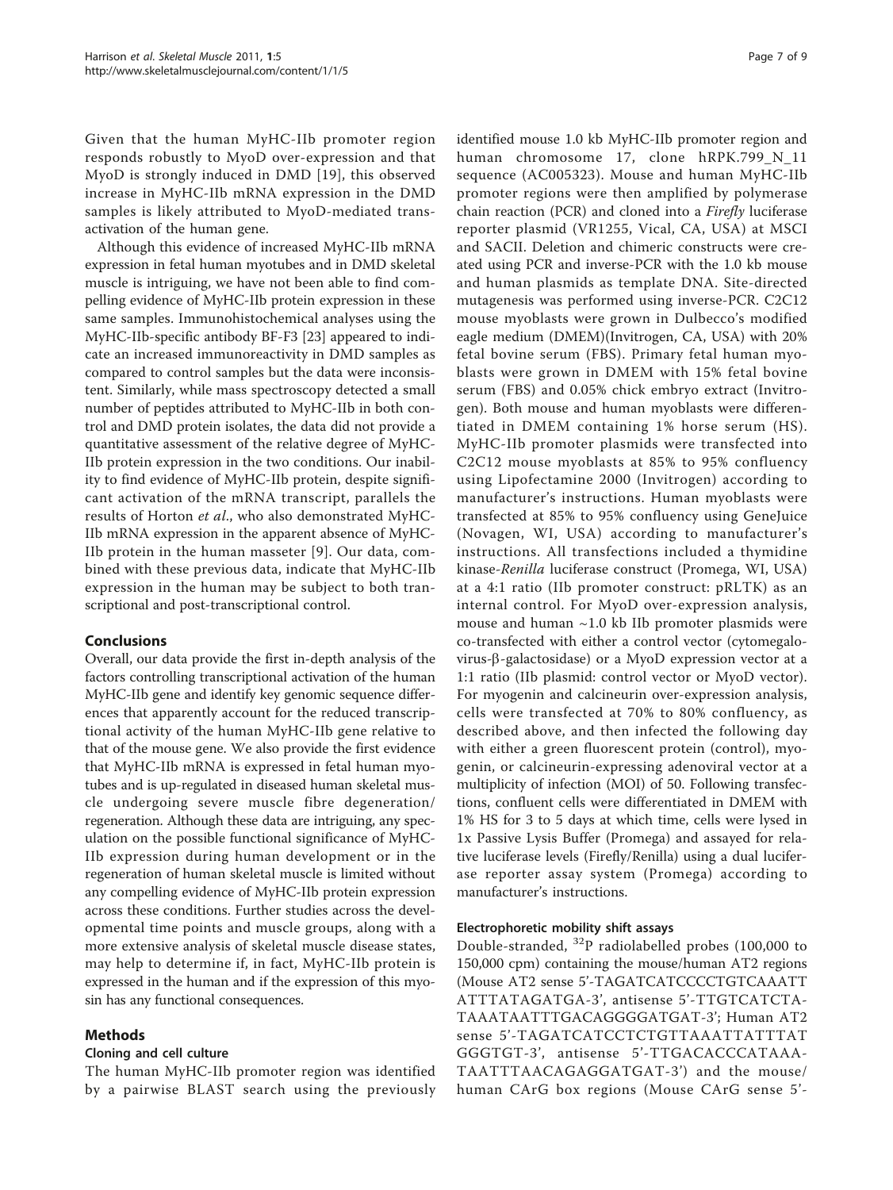Given that the human MyHC-IIb promoter region responds robustly to MyoD over-expression and that MyoD is strongly induced in DMD [19], this observed increase in MyHC-IIb mRNA expression in the DMD samples is likely attributed to MyoD-mediated transactivation of the human gene.

Although this evidence of increased MyHC-IIb mRNA expression in fetal human myotubes and in DMD skeletal muscle is intriguing, we have not been able to find compelling evidence of MyHC-IIb protein expression in these same samples. Immunohistochemical analyses using the MyHC-IIb-specific antibody BF-F3 [23] appeared to indicate an increased immunoreactivity in DMD samples as compared to control samples but the data were inconsistent. Similarly, while mass spectroscopy detected a small number of peptides attributed to MyHC-IIb in both control and DMD protein isolates, the data did not provide a quantitative assessment of the relative degree of MyHC-IIb protein expression in the two conditions. Our inability to find evidence of MyHC-IIb protein, despite significant activation of the mRNA transcript, parallels the results of Horton *et al*., who also demonstrated MyHC-IIb mRNA expression in the apparent absence of MyHC-IIb protein in the human masseter [9]. Our data, combined with these previous data, indicate that MyHC-IIb expression in the human may be subject to both transcriptional and post-transcriptional control.

## Conclusions

Overall, our data provide the first in-depth analysis of the factors controlling transcriptional activation of the human MyHC-IIb gene and identify key genomic sequence differences that apparently account for the reduced transcriptional activity of the human MyHC-IIb gene relative to that of the mouse gene. We also provide the first evidence that MyHC-IIb mRNA is expressed in fetal human myotubes and is up-regulated in diseased human skeletal muscle undergoing severe muscle fibre degeneration/regeneration. Although these data are intriguing, any speculation on the possible functional significance of MyHC-IIb expression during human development or in the regeneration of human skeletal muscle is limited without any compelling evidence of MyHC-IIb protein expression across these conditions. Further studies across the developmental time points and muscle groups, along with a more extensive analysis of skeletal muscle disease states, may help to determine if, in fact, MyHC-IIb protein is expressed in the human and if the expression of this myosin has any functional consequences.

## Methods

### Cloning and cell culture

The human MyHC-IIb promoter region was identified by a pairwise BLAST search using the previously identified mouse 1.0 kb MyHC-IIb promoter region and human chromosome 17, clone hRPK.799_N_11 sequence (AC005323). Mouse and human MyHC-IIb promoter regions were then amplified by polymerase chain reaction (PCR) and cloned into a *Firefly* luciferase reporter plasmid (VR1255, Vical, CA, USA) at MSCI and SACII. Deletion and chimeric constructs were created using PCR and inverse-PCR with the 1.0 kb mouse and human plasmids as template DNA. Site-directed mutagenesis was performed using inverse-PCR. C2C12 mouse myoblasts were grown in Dulbecco's modified eagle medium (DMEM)(Invitrogen, CA, USA) with 20% fetal bovine serum (FBS). Primary fetal human myoblasts were grown in DMEM with 15% fetal bovine serum (FBS) and 0.05% chick embryo extract (Invitrogen). Both mouse and human myoblasts were differentiated in DMEM containing 1% horse serum (HS). MyHC-IIb promoter plasmids were transfected into C2C12 mouse myoblasts at 85% to 95% confluency using Lipofectamine 2000 (Invitrogen) according to manufacturer's instructions. Human myoblasts were transfected at 85% to 95% confluency using GeneJuice (Novagen, WI, USA) according to manufacturer's instructions. All transfections included a thymidine kinase-*Renilla* luciferase construct (Promega, WI, USA) at a 4:1 ratio (IIb promoter construct: pRLTK) as an internal control. For MyoD over-expression analysis, mouse and human ~1.0 kb IIb promoter plasmids were co-transfected with either a control vector (cytomegalovirus-β-galactosidase) or a MyoD expression vector at a 1:1 ratio (IIb plasmid: control vector or MyoD vector). For myogenin and calcineurin over-expression analysis, cells were transfected at 70% to 80% confluency, as described above, and then infected the following day with either a green fluorescent protein (control), myogenin, or calcineurin-expressing adenoviral vector at a multiplicity of infection (MOI) of 50. Following transfections, confluent cells were differentiated in DMEM with 1% HS for 3 to 5 days at which time, cells were lysed in 1x Passive Lysis Buffer (Promega) and assayed for relative luciferase levels (Firefly/Renilla) using a dual luciferase reporter assay system (Promega) according to manufacturer's instructions.

### Electrophoretic mobility shift assays

Double-stranded, $^{32}P$ radiolabelled probes (100,000 to 150,000 cpm) containing the mouse/human AT2 regions (Mouse AT2 sense 5'-TAGATCATCCCCTGTCAAATTATTTATAGATGA-3', antisense 5'-TTGTCATCTATAAATAATTTGACAGGGGATGAT-3'; Human AT2 sense 5'-TAGATCATCCTCTGTTAAATTATTTATGGGTGT-3', antisense 5'-TTGACACCCATAAATAATTTAACAGAGGATGAT-3') and the mouse/human CArG box regions (Mouse CArG sense 5'-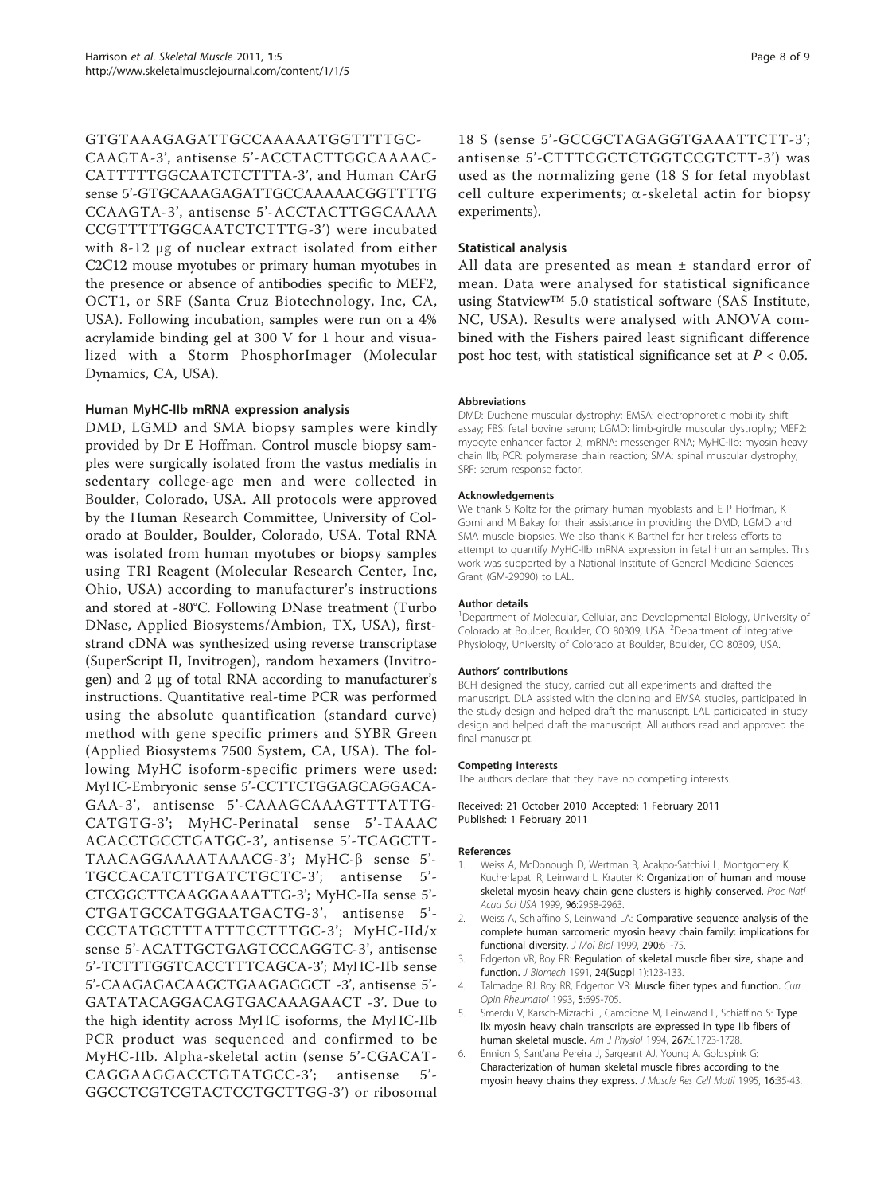GTGTAAAGAGATTGCCAAAAATGGTTTTGC-CAAGTA-3', antisense 5'-ACCTACTTGGCAAAAC-CATTTTTGGCAATCTCTTTA-3', and Human CArG sense 5'-GTGCAAAGAGATTGCCAAAAACGGTTTTG CCAAGTA-3', antisense 5'-ACCTACTTGGCAAAA CCGTTTTTGGCAATCTCTTTG-3') were incubated with 8-12 μg of nuclear extract isolated from either C2C12 mouse myotubes or primary human myotubes in the presence or absence of antibodies specific to MEF2, OCT1, or SRF (Santa Cruz Biotechnology, Inc, CA, USA). Following incubation, samples were run on a 4% acrylamide binding gel at 300 V for 1 hour and visualized with a Storm PhosphorImager (Molecular Dynamics, CA, USA).

### Human MyHC-IIb mRNA expression analysis

DMD, LGMD and SMA biopsy samples were kindly provided by Dr E Hoffman. Control muscle biopsy samples were surgically isolated from the vastus medialis in sedentary college-age men and were collected in Boulder, Colorado, USA. All protocols were approved by the Human Research Committee, University of Colorado at Boulder, Boulder, Colorado, USA. Total RNA was isolated from human myotubes or biopsy samples using TRI Reagent (Molecular Research Center, Inc, Ohio, USA) according to manufacturer's instructions and stored at -80°C. Following DNase treatment (Turbo DNase, Applied Biosystems/Ambion, TX, USA), first-strand cDNA was synthesized using reverse transcriptase (SuperScript II, Invitrogen), random hexamers (Invitrogen) and 2 μg of total RNA according to manufacturer's instructions. Quantitative real-time PCR was performed using the absolute quantification (standard curve) method with gene specific primers and SYBR Green (Applied Biosystems 7500 System, CA, USA). The following MyHC isoform-specific primers were used: MyHC-Embryonic sense 5'-CCTTCTGGAGCAGGACA-GAA-3', antisense 5'-CAAAGCAAAGTTTATTG-CATGTG-3'; MyHC-Perinatal sense 5'-TAAAC ACACCTGCCTGATGC-3', antisense 5'-TCAGCTT-TAACAGGAAAATAAACG-3'; MyHC-β sense 5'-TGCCACATCTTGATCTGCTC-3'; antisense 5'-CTCGGCTTCAAGGAAAATTG-3'; MyHC-IIa sense 5'-CTGATGCCATGGAATGACTG-3', antisense 5'-CCCTATGCTTTATTTCCTTTGC-3'; MyHC-IId/x sense 5'-ACATTGCTGAGTCCCAGGTC-3', antisense 5'-TCTTTGGTCACCTTTCAGCA-3'; MyHC-IIb sense 5'-CAAGAGACAAGCTGAAGAGGCT -3', antisense 5'-GATATACAGGACAGTGACAAAGAACT -3'. Due to the high identity across MyHC isoforms, the MyHC-IIb PCR product was sequenced and confirmed to be MyHC-IIb. Alpha-skeletal actin (sense 5'-CGACAT-CAGGAAGGACCTGTATGCC-3'; antisense 5'-GGCCTCGTCGTACTCCTGCTTGG-3') or ribosomal 18 S (sense 5'-GCCGCTAGAGGTGAAATTCTT-3'; antisense 5'-CTTTCGCTCTGGTCCGTCTT-3') was used as the normalizing gene (18 S for fetal myoblast cell culture experiments; α-skeletal actin for biopsy experiments).

### Statistical analysis

All data are presented as mean ± standard error of mean. Data were analysed for statistical significance using Statview™ 5.0 statistical software (SAS Institute, NC, USA). Results were analysed with ANOVA combined with the Fishers paired least significant difference post hoc test, with statistical significance set at $P < 0.05$.

#### Abbreviations

DMD: Duchene muscular dystrophy; EMSA: electrophoretic mobility shift assay; FBS: fetal bovine serum; LGMD: limb-girdle muscular dystrophy; MEF2: myocyte enhancer factor 2; mRNA: messenger RNA; MyHC-IIb: myosin heavy chain IIb; PCR: polymerase chain reaction; SMA: spinal muscular dystrophy; SRF: serum response factor.

#### Acknowledgements

We thank S Koltz for the primary human myoblasts and E P Hoffman, K Gorni and M Bakay for their assistance in providing the DMD, LGMD and SMA muscle biopsies. We also thank K Barthel for her tireless efforts to attempt to quantify MyHC-IIb mRNA expression in fetal human samples. This work was supported by a National Institute of General Medicine Sciences Grant (GM-29090) to LAL.

#### Author details

[1]Department of Molecular, Cellular, and Developmental Biology, University of Colorado at Boulder, Boulder, CO 80309, USA. [2]Department of Integrative Physiology, University of Colorado at Boulder, Boulder, CO 80309, USA.

#### Authors' contributions

BCH designed the study, carried out all experiments and drafted the manuscript. DLA assisted with the cloning and EMSA studies, participated in the study design and helped draft the manuscript. LAL participated in study design and helped draft the manuscript. All authors read and approved the final manuscript.

#### Competing interests

The authors declare that they have no competing interests.

Received: 21 October 2010 Accepted: 1 February 2011
Published: 1 February 2011

#### References

1. Weiss A, McDonough D, Wertman B, Acakpo-Satchivi L, Montgomery K, Kucherlapati R, Leinwand L, Krauter K: **Organization of human and mouse skeletal myosin heavy chain gene clusters is highly conserved.** *Proc Natl Acad Sci USA* 1999, **96**:2958-2963.
2. Weiss A, Schiaffino S, Leinwand LA: **Comparative sequence analysis of the complete human sarcomeric myosin heavy chain family: implications for functional diversity.** *J Mol Biol* 1999, **290**:61-75.
3. Edgerton VR, Roy RR: **Regulation of skeletal muscle fiber size, shape and function.** *J Biomech* 1991, **24(Suppl 1)**:123-133.
4. Talmadge RJ, Roy RR, Edgerton VR: **Muscle fiber types and function.** *Curr Opin Rheumatol* 1993, **5**:695-705.
5. Smerdu V, Karsch-Mizrachi I, Campione M, Leinwand L, Schiaffino S: **Type IIx myosin heavy chain transcripts are expressed in type IIb fibers of human skeletal muscle.** *Am J Physiol* 1994, **267**:C1723-1728.
6. Ennion S, Sant'ana Pereira J, Sargeant AJ, Young A, Goldspink G: **Characterization of human skeletal muscle fibres according to the myosin heavy chains they express.** *J Muscle Res Cell Motil* 1995, **16**:35-43.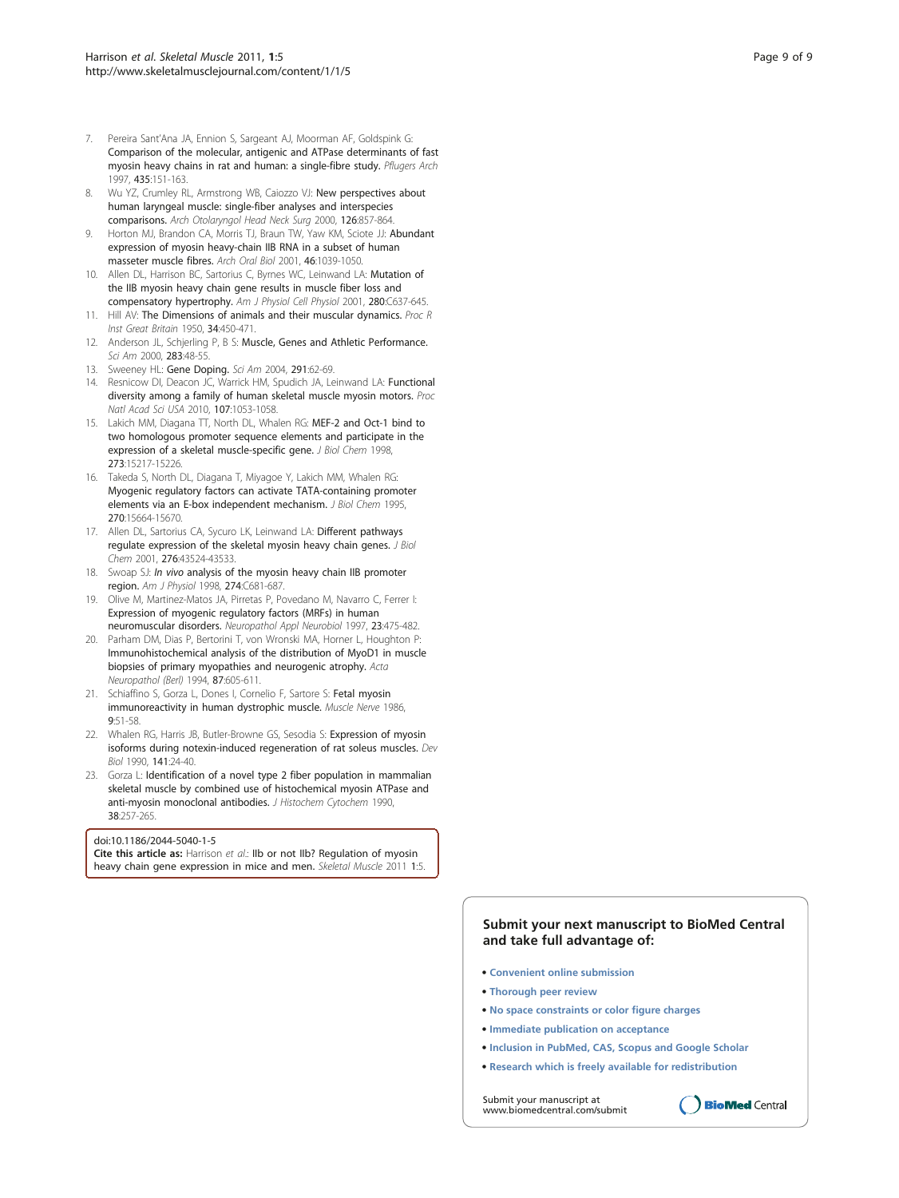7. Pereira Sant'Ana JA, Ennion S, Sargeant AJ, Moorman AF, Goldspink G: **Comparison of the molecular, antigenic and ATPase determinants of fast myosin heavy chains in rat and human: a single-fibre study.** *Pflugers Arch* 1997, **435**:151-163.
8. Wu YZ, Crumley RL, Armstrong WB, Caiozzo VJ: **New perspectives about human laryngeal muscle: single-fiber analyses and interspecies comparisons.** *Arch Otolaryngol Head Neck Surg* 2000, **126**:857-864.
9. Horton MJ, Brandon CA, Morris TJ, Braun TW, Yaw KM, Sciote JJ: **Abundant expression of myosin heavy-chain IIB RNA in a subset of human masseter muscle fibres.** *Arch Oral Biol* 2001, **46**:1039-1050.
10. Allen DL, Harrison BC, Sartorius C, Byrnes WC, Leinwand LA: **Mutation of the IIB myosin heavy chain gene results in muscle fiber loss and compensatory hypertrophy.** *Am J Physiol Cell Physiol* 2001, **280**:C637-645.
11. Hill AV: **The Dimensions of animals and their muscular dynamics.** *Proc R Inst Great Britain* 1950, **34**:450-471.
12. Anderson JL, Schjerling P, B S: **Muscle, Genes and Athletic Performance.** *Sci Am* 2000, **283**:48-55.
13. Sweeney HL: **Gene Doping.** *Sci Am* 2004, **291**:62-69.
14. Resnicow DI, Deacon JC, Warrick HM, Spudich JA, Leinwand LA: **Functional diversity among a family of human skeletal muscle myosin motors.** *Proc Natl Acad Sci USA* 2010, **107**:1053-1058.
15. Lakich MM, Diagana TT, North DL, Whalen RG: **MEF-2 and Oct-1 bind to two homologous promoter sequence elements and participate in the expression of a skeletal muscle-specific gene.** *J Biol Chem* 1998, **273**:15217-15226.
16. Takeda S, North DL, Diagana T, Miyagoe Y, Lakich MM, Whalen RG: **Myogenic regulatory factors can activate TATA-containing promoter elements via an E-box independent mechanism.** *J Biol Chem* 1995, **270**:15664-15670.
17. Allen DL, Sartorius CA, Sycuro LK, Leinwand LA: **Different pathways regulate expression of the skeletal myosin heavy chain genes.** *J Biol Chem* 2001, **276**:43524-43533.
18. Swoap SJ: ***In vivo* analysis of the myosin heavy chain IIB promoter region.** *Am J Physiol* 1998, **274**:C681-687.
19. Olive M, Martinez-Matos JA, Pirretas P, Povedano M, Navarro C, Ferrer I: **Expression of myogenic regulatory factors (MRFs) in human neuromuscular disorders.** *Neuropathol Appl Neurobiol* 1997, **23**:475-482.
20. Parham DM, Dias P, Bertorini T, von Wronski MA, Horner L, Houghton P: **Immunohistochemical analysis of the distribution of MyoD1 in muscle biopsies of primary myopathies and neurogenic atrophy.** *Acta Neuropathol (Berl)* 1994, **87**:605-611.
21. Schiaffino S, Gorza L, Dones I, Cornelio F, Sartore S: **Fetal myosin immunoreactivity in human dystrophic muscle.** *Muscle Nerve* 1986, **9**:51-58.
22. Whalen RG, Harris JB, Butler-Browne GS, Sesodia S: **Expression of myosin isoforms during notexin-induced regeneration of rat soleus muscles.** *Dev Biol* 1990, **141**:24-40.
23. Gorza L: **Identification of a novel type 2 fiber population in mammalian skeletal muscle by combined use of histochemical myosin ATPase and anti-myosin monoclonal antibodies.** *J Histochem Cytochem* 1990, **38**:257-265.

doi:10.1186/2044-5040-1-5
**Cite this article as:** Harrison *et al.*: IIb or not IIb? Regulation of myosin heavy chain gene expression in mice and men. *Skeletal Muscle* 2011 **1**:5.

**Submit your next manuscript to BioMed Central and take full advantage of:**

- **Convenient online submission**
- **Thorough peer review**
- **No space constraints or color figure charges**
- **Immediate publication on acceptance**
- **Inclusion in PubMed, CAS, Scopus and Google Scholar**
- **Research which is freely available for redistribution**

Submit your manuscript at
www.biomedcentral.com/submit

BioMed Central